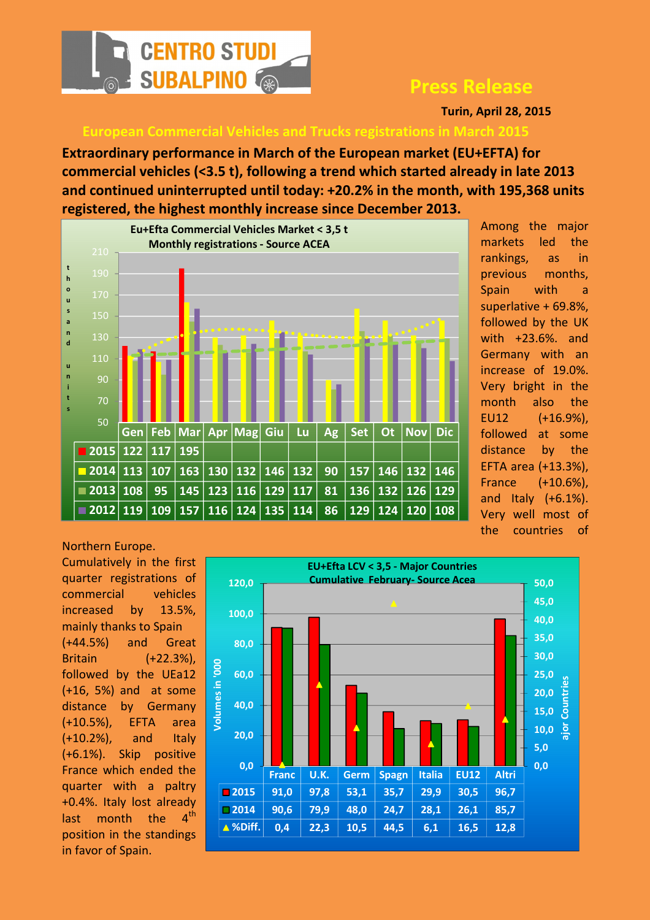CENTRO STUDI SUBALPINO

# Press Release

**Turin, April 28, 2015**

## European Commercial Vehicles and Trucks registrations in March 2015

**Extraordinary performance in March of the European market (EU+EFTA) for commercial vehicles (<3.5 t), following a trend which started already in late 2013 and continued uninterrupted until today: +20.2% in the month, with 195,368 units registered, the highest monthly increase since December 2013.**

**Eu+Efta Commercial Vehicles Market < 3,5 t — Monthly registrations - Source ACEA** (thousand units)

| | Gen | Feb | Mar | Apr | Mag | Giu | Lu | Ag | Set | Ot | Nov | Dic |
|---|---|---|---|---|---|---|---|---|---|---|---|---|
| 2015 | 122 | 117 | 195 | | | | | | | | | |
| 2014 | 113 | 107 | 163 | 130 | 132 | 146 | 132 | 90 | 157 | 146 | 132 | 146 |
| 2013 | 108 | 95 | 145 | 123 | 116 | 129 | 117 | 81 | 136 | 132 | 126 | 129 |
| 2012 | 119 | 109 | 157 | 116 | 124 | 135 | 114 | 86 | 129 | 124 | 120 | 108 |

Among the major markets led the rankings, as in previous months, Spain with a superlative + 69.8%, followed by the UK with +23.6%. and Germany with an increase of 19.0%. Very bright in the month also the EU12 (+16.9%), followed at some distance by the EFTA area (+13.3%), France (+10.6%), and Italy (+6.1%). Very well most of the countries of Northern Europe.

Cumulatively in the first quarter registrations of commercial vehicles increased by 13.5%, mainly thanks to Spain (+44.5%) and Great Britain (+22.3%), followed by the UEa12 (+16, 5%) and at some distance by Germany (+10.5%), EFTA area (+10.2%), and Italy (+6.1%). Skip positive France which ended the quarter with a paltry +0.4%. Italy lost already last month the 4th position in the standings in favor of Spain.

**EU+Efta LCV < 3,5 - Major Countries — Cumulative February- Source Acea** (Volumes in '000)

| | Franc | U.K. | Germ | Spagn | Italia | EU12 | Altri |
|---|---|---|---|---|---|---|---|
| 2015 | 91,0 | 97,8 | 53,1 | 35,7 | 29,9 | 30,5 | 96,7 |
| 2014 | 90,6 | 79,9 | 48,0 | 24,7 | 28,1 | 26,1 | 85,7 |
| %Diff. | 0,4 | 22,3 | 10,5 | 44,5 | 6,1 | 16,5 | 12,8 |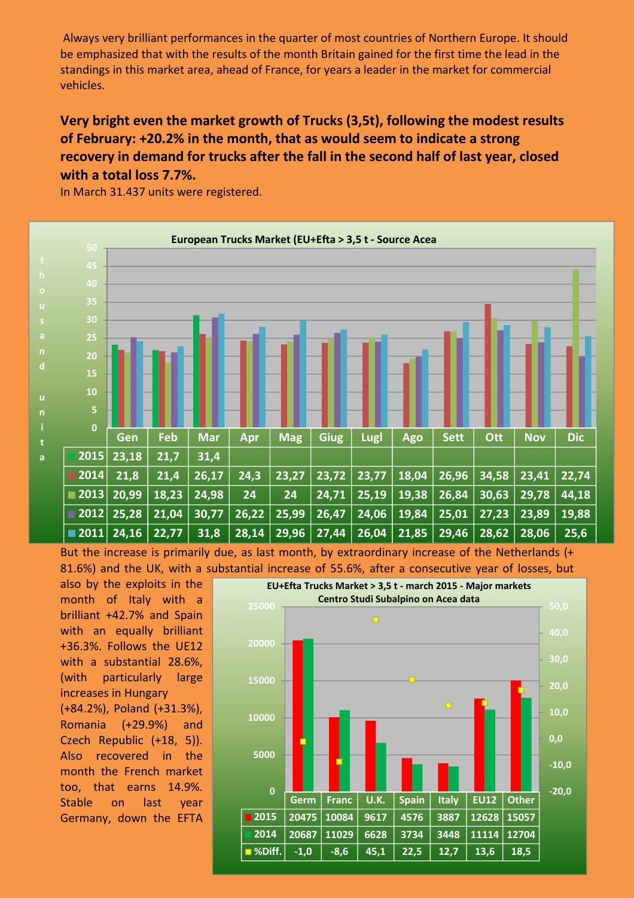Always very brilliant performances in the quarter of most countries of Northern Europe. It should be emphasized that with the results of the month Britain gained for the first time the lead in the standings in this market area, ahead of France, for years a leader in the market for commercial vehicles.

**Very bright even the market growth of Trucks (3,5t), following the modest results of February: +20.2% in the month, that as would seem to indicate a strong recovery in demand for trucks after the fall in the second half of last year, closed with a total loss 7.7%.**

In March 31.437 units were registered.

European Trucks Market (EU+Efta > 3,5 t - Source Acea

thousand units

| | Gen | Feb | Mar | Apr | Mag | Giug | Lugl | Ago | Sett | Ott | Nov | Dic |
|---|---|---|---|---|---|---|---|---|---|---|---|---|
| 2015 | 23,18 | 21,7 | 31,4 | | | | | | | | | |
| 2014 | 21,8 | 21,4 | 26,17 | 24,3 | 23,27 | 23,72 | 23,77 | 18,04 | 26,96 | 34,58 | 23,41 | 22,74 |
| 2013 | 20,99 | 18,23 | 24,98 | 24 | 24 | 24,71 | 25,19 | 19,38 | 26,84 | 30,63 | 29,78 | 44,18 |
| 2012 | 25,28 | 21,04 | 30,77 | 26,22 | 25,99 | 26,47 | 24,06 | 19,84 | 25,01 | 27,23 | 23,89 | 19,88 |
| 2011 | 24,16 | 22,77 | 31,8 | 28,14 | 29,96 | 27,44 | 26,04 | 21,85 | 29,46 | 28,62 | 28,06 | 25,6 |

But the increase is primarily due, as last month, by extraordinary increase of the Netherlands (+ 81.6%) and the UK, with a substantial increase of 55.6%, after a consecutive year of losses, but also by the exploits in the month of Italy with a brilliant +42.7% and Spain with an equally brilliant +36.3%. Follows the UE12 with a substantial 28.6%, (with particularly large increases in Hungary (+84.2%), Poland (+31.3%), Romania (+29.9%) and Czech Republic (+18, 5)). Also recovered in the month the French market too, that earns 14.9%. Stable on last year Germany, down the EFTA

EU+Efta Trucks Market > 3,5 t - march 2015 - Major markets
Centro Studi Subalpino on Acea data

| | Germ | Franc | U.K. | Spain | Italy | EU12 | Other |
|---|---|---|---|---|---|---|---|
| 2015 | 20475 | 10084 | 9617 | 4576 | 3887 | 12628 | 15057 |
| 2014 | 20687 | 11029 | 6628 | 3734 | 3448 | 11114 | 12704 |
| %Diff. | -1,0 | -8,6 | 45,1 | 22,5 | 12,7 | 13,6 | 18,5 |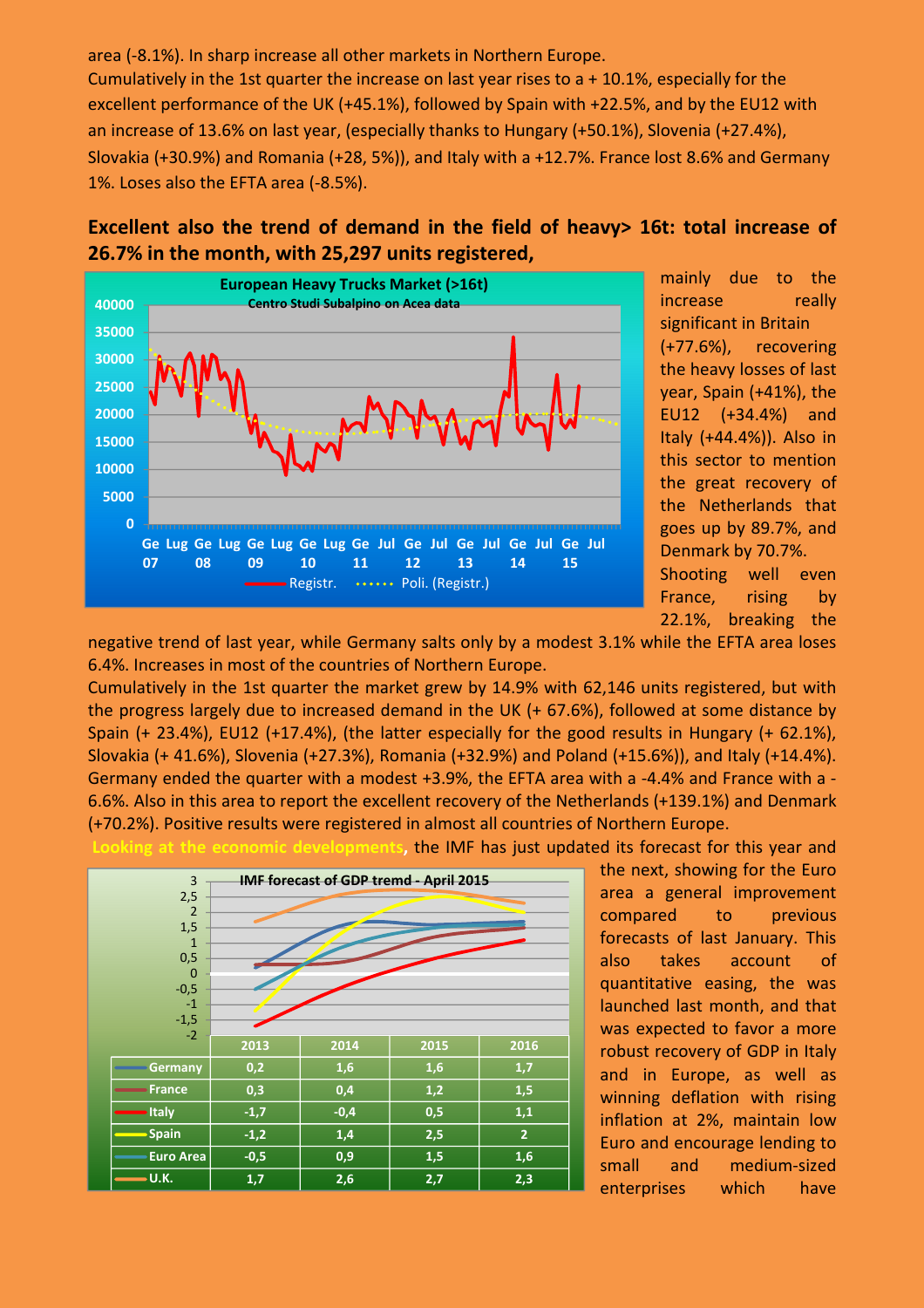area (-8.1%). In sharp increase all other markets in Northern Europe.

Cumulatively in the 1st quarter the increase on last year rises to a + 10.1%, especially for the excellent performance of the UK (+45.1%), followed by Spain with +22.5%, and by the EU12 with an increase of 13.6% on last year, (especially thanks to Hungary (+50.1%), Slovenia (+27.4%), Slovakia (+30.9%) and Romania (+28, 5%)), and Italy with a +12.7%. France lost 8.6% and Germany 1%. Loses also the EFTA area (-8.5%).

**Excellent also the trend of demand in the field of heavy> 16t: total increase of 26.7% in the month, with 25,297 units registered,**

European Heavy Trucks Market (>16t)
Centro Studi Subalpino on Acea data

mainly due to the increase really significant in Britain (+77.6%), recovering the heavy losses of last year, Spain (+41%), the EU12 (+34.4%) and Italy (+44.4%)). Also in this sector to mention the great recovery of the Netherlands that goes up by 89.7%, and Denmark by 70.7%.

Shooting well even France, rising by 22.1%, breaking the negative trend of last year, while Germany salts only by a modest 3.1% while the EFTA area loses 6.4%. Increases in most of the countries of Northern Europe.

Cumulatively in the 1st quarter the market grew by 14.9% with 62,146 units registered, but with the progress largely due to increased demand in the UK (+ 67.6%), followed at some distance by Spain (+ 23.4%), EU12 (+17.4%), (the latter especially for the good results in Hungary (+ 62.1%), Slovakia (+ 41.6%), Slovenia (+27.3%), Romania (+32.9%) and Poland (+15.6%)), and Italy (+14.4%). Germany ended the quarter with a modest +3.9%, the EFTA area with a -4.4% and France with a -6.6%. Also in this area to report the excellent recovery of the Netherlands (+139.1%) and Denmark (+70.2%). Positive results were registered in almost all countries of Northern Europe.

**Looking at the economic developments**, the IMF has just updated its forecast for this year and the next, showing for the Euro area a general improvement compared to previous forecasts of last January. This also takes account of quantitative easing, the was launched last month, and that was expected to favor a more robust recovery of GDP in Italy and in Europe, as well as winning deflation with rising inflation at 2%, maintain low Euro and encourage lending to small and medium-sized enterprises which have

IMF forecast of GDP tremd - April 2015

| | 2013 | 2014 | 2015 | 2016 |
|---|---|---|---|---|
| Germany | 0,2 | 1,6 | 1,6 | 1,7 |
| France | 0,3 | 0,4 | 1,2 | 1,5 |
| Italy | -1,7 | -0,4 | 0,5 | 1,1 |
| Spain | -1,2 | 1,4 | 2,5 | 2 |
| Euro Area | -0,5 | 0,9 | 1,5 | 1,6 |
| U.K. | 1,7 | 2,6 | 2,7 | 2,3 |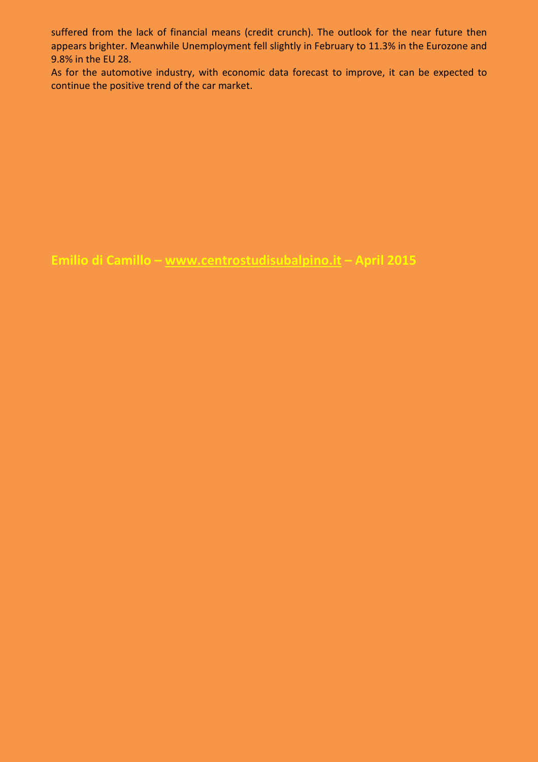suffered from the lack of financial means (credit crunch). The outlook for the near future then appears brighter. Meanwhile Unemployment fell slightly in February to 11.3% in the Eurozone and 9.8% in the EU 28.

As for the automotive industry, with economic data forecast to improve, it can be expected to continue the positive trend of the car market.

**Emilio di Camillo – [www.centrostudisubalpino.it](http://www.centrostudisubalpino.it) – April 2015**